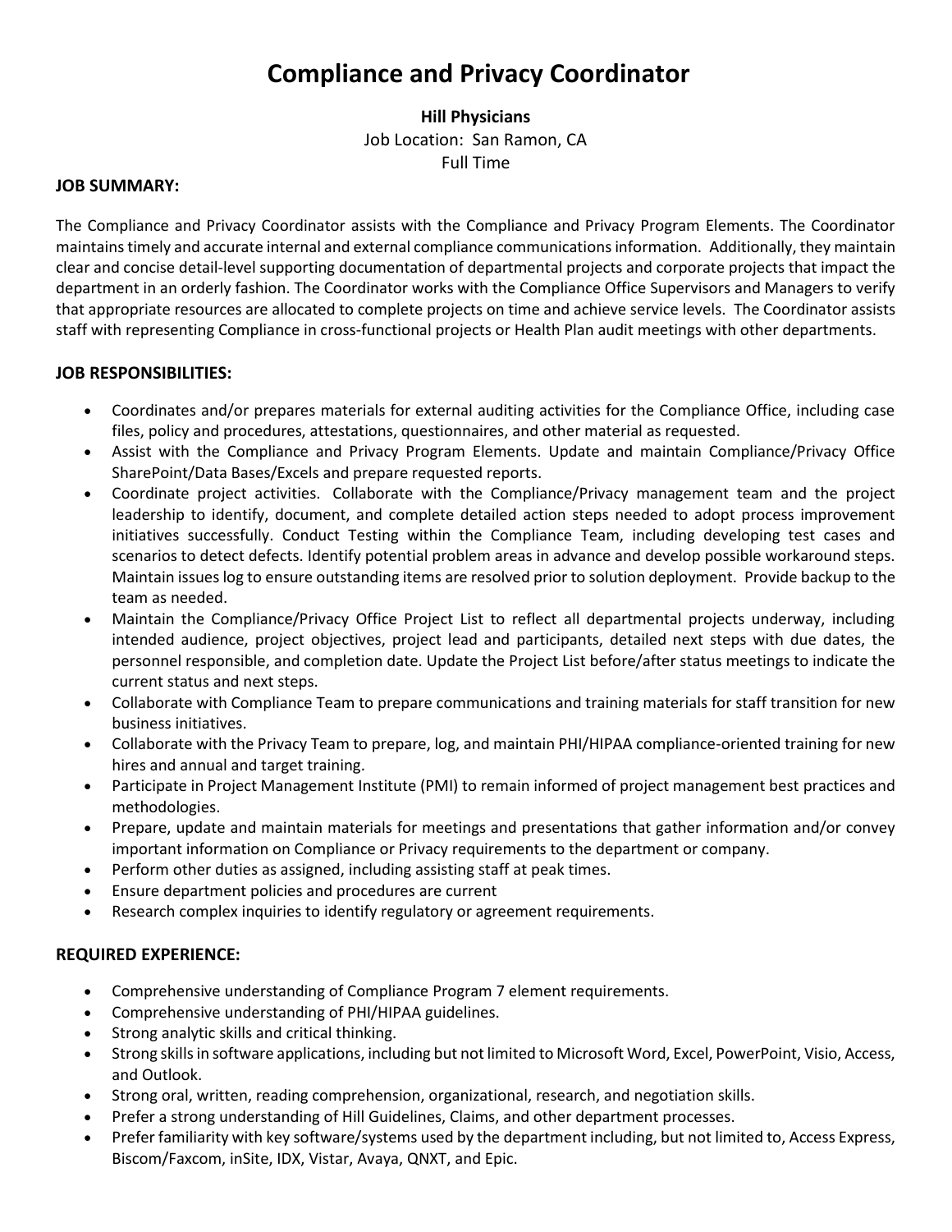# Compliance and Privacy Coordinator

**Hill Physicians**
Job Location: San Ramon, CA
Full Time

## JOB SUMMARY:

The Compliance and Privacy Coordinator assists with the Compliance and Privacy Program Elements. The Coordinator maintains timely and accurate internal and external compliance communications information. Additionally, they maintain clear and concise detail-level supporting documentation of departmental projects and corporate projects that impact the department in an orderly fashion. The Coordinator works with the Compliance Office Supervisors and Managers to verify that appropriate resources are allocated to complete projects on time and achieve service levels. The Coordinator assists staff with representing Compliance in cross-functional projects or Health Plan audit meetings with other departments.

## JOB RESPONSIBILITIES:

- Coordinates and/or prepares materials for external auditing activities for the Compliance Office, including case files, policy and procedures, attestations, questionnaires, and other material as requested.
- Assist with the Compliance and Privacy Program Elements. Update and maintain Compliance/Privacy Office SharePoint/Data Bases/Excels and prepare requested reports.
- Coordinate project activities. Collaborate with the Compliance/Privacy management team and the project leadership to identify, document, and complete detailed action steps needed to adopt process improvement initiatives successfully. Conduct Testing within the Compliance Team, including developing test cases and scenarios to detect defects. Identify potential problem areas in advance and develop possible workaround steps. Maintain issues log to ensure outstanding items are resolved prior to solution deployment. Provide backup to the team as needed.
- Maintain the Compliance/Privacy Office Project List to reflect all departmental projects underway, including intended audience, project objectives, project lead and participants, detailed next steps with due dates, the personnel responsible, and completion date. Update the Project List before/after status meetings to indicate the current status and next steps.
- Collaborate with Compliance Team to prepare communications and training materials for staff transition for new business initiatives.
- Collaborate with the Privacy Team to prepare, log, and maintain PHI/HIPAA compliance-oriented training for new hires and annual and target training.
- Participate in Project Management Institute (PMI) to remain informed of project management best practices and methodologies.
- Prepare, update and maintain materials for meetings and presentations that gather information and/or convey important information on Compliance or Privacy requirements to the department or company.
- Perform other duties as assigned, including assisting staff at peak times.
- Ensure department policies and procedures are current
- Research complex inquiries to identify regulatory or agreement requirements.

## REQUIRED EXPERIENCE:

- Comprehensive understanding of Compliance Program 7 element requirements.
- Comprehensive understanding of PHI/HIPAA guidelines.
- Strong analytic skills and critical thinking.
- Strong skills in software applications, including but not limited to Microsoft Word, Excel, PowerPoint, Visio, Access, and Outlook.
- Strong oral, written, reading comprehension, organizational, research, and negotiation skills.
- Prefer a strong understanding of Hill Guidelines, Claims, and other department processes.
- Prefer familiarity with key software/systems used by the department including, but not limited to, Access Express, Biscom/Faxcom, inSite, IDX, Vistar, Avaya, QNXT, and Epic.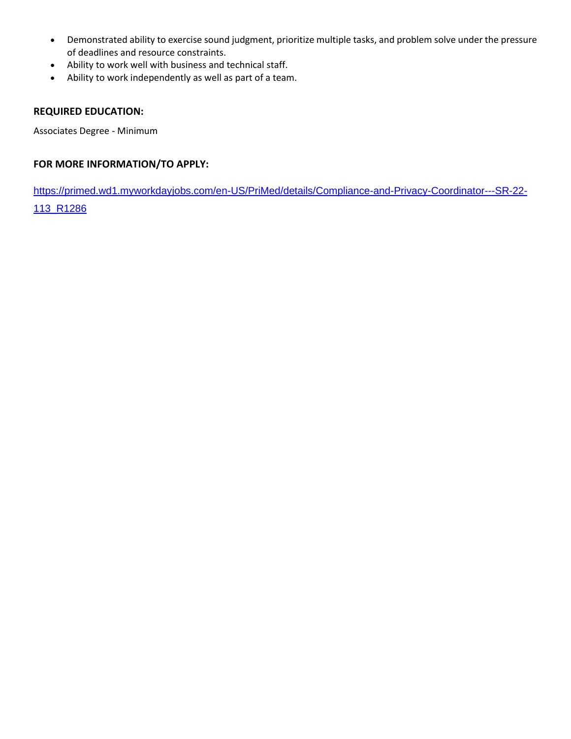- Demonstrated ability to exercise sound judgment, prioritize multiple tasks, and problem solve under the pressure of deadlines and resource constraints.
- Ability to work well with business and technical staff.
- Ability to work independently as well as part of a team.

**REQUIRED EDUCATION:**

Associates Degree - Minimum

**FOR MORE INFORMATION/TO APPLY:**

https://primed.wd1.myworkdayjobs.com/en-US/PriMed/details/Compliance-and-Privacy-Coordinator---SR-22-113_R1286